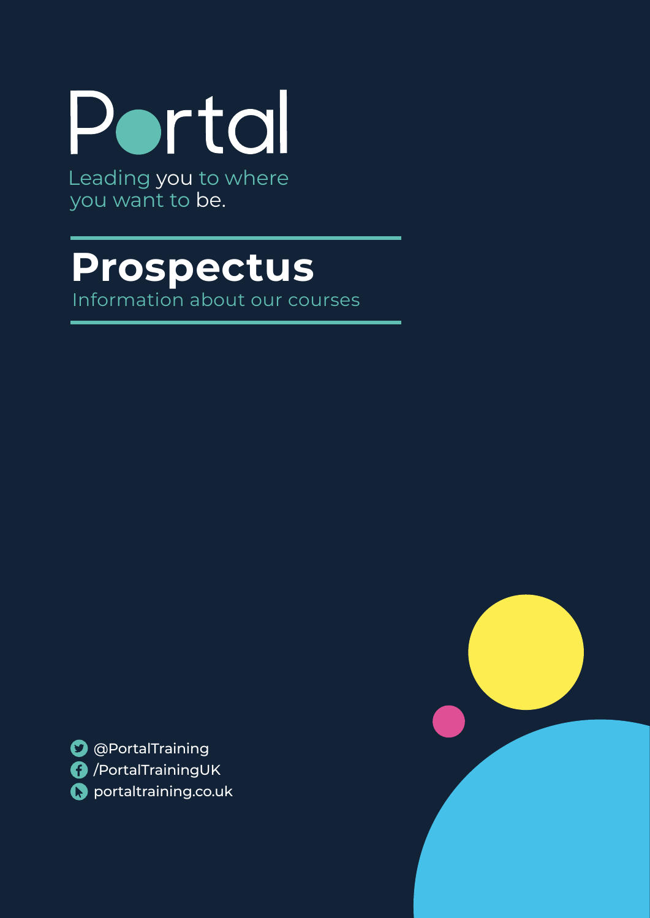# Portal

Leading you to where you want to be.

## Prospectus

Information about our courses

@PortalTraining
/PortalTrainingUK
portaltraining.co.uk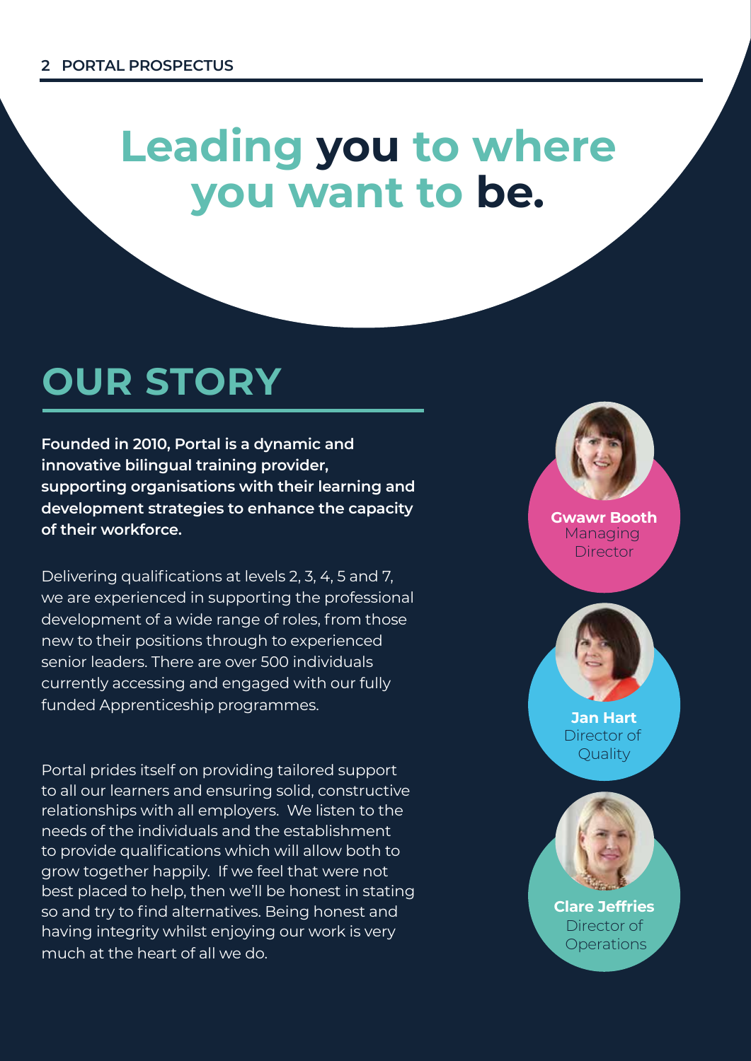# Leading you to where you want to be.

## OUR STORY

**Founded in 2010, Portal is a dynamic and innovative bilingual training provider, supporting organisations with their learning and development strategies to enhance the capacity of their workforce.**

Delivering qualifications at levels 2, 3, 4, 5 and 7, we are experienced in supporting the professional development of a wide range of roles, from those new to their positions through to experienced senior leaders. There are over 500 individuals currently accessing and engaged with our fully funded Apprenticeship programmes.

Portal prides itself on providing tailored support to all our learners and ensuring solid, constructive relationships with all employers. We listen to the needs of the individuals and the establishment to provide qualifications which will allow both to grow together happily. If we feel that were not best placed to help, then we'll be honest in stating so and try to find alternatives. Being honest and having integrity whilst enjoying our work is very much at the heart of all we do.

**Gwawr Booth**
Managing Director

**Jan Hart**
Director of Quality

**Clare Jeffries**
Director of Operations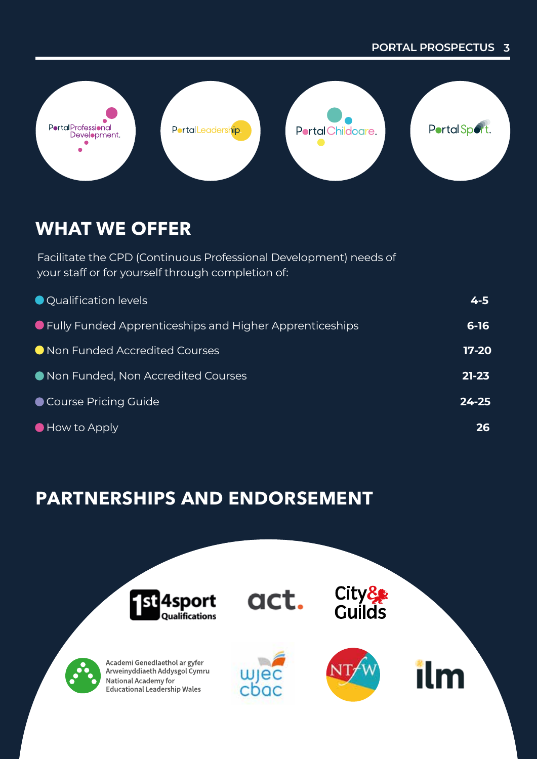## WHAT WE OFFER

Facilitate the CPD (Continuous Professional Development) needs of your staff or for yourself through completion of:

| | |
|---|---|
| Qualification levels | 4-5 |
| Fully Funded Apprenticeships and Higher Apprenticeships | 6-16 |
| Non Funded Accredited Courses | 17-20 |
| Non Funded, Non Accredited Courses | 21-23 |
| Course Pricing Guide | 24-25 |
| How to Apply | 26 |

## PARTNERSHIPS AND ENDORSEMENT

Academi Genedlaethol ar gyfer Arweinyddiaeth Addysgol Cymru
National Academy for Educational Leadership Wales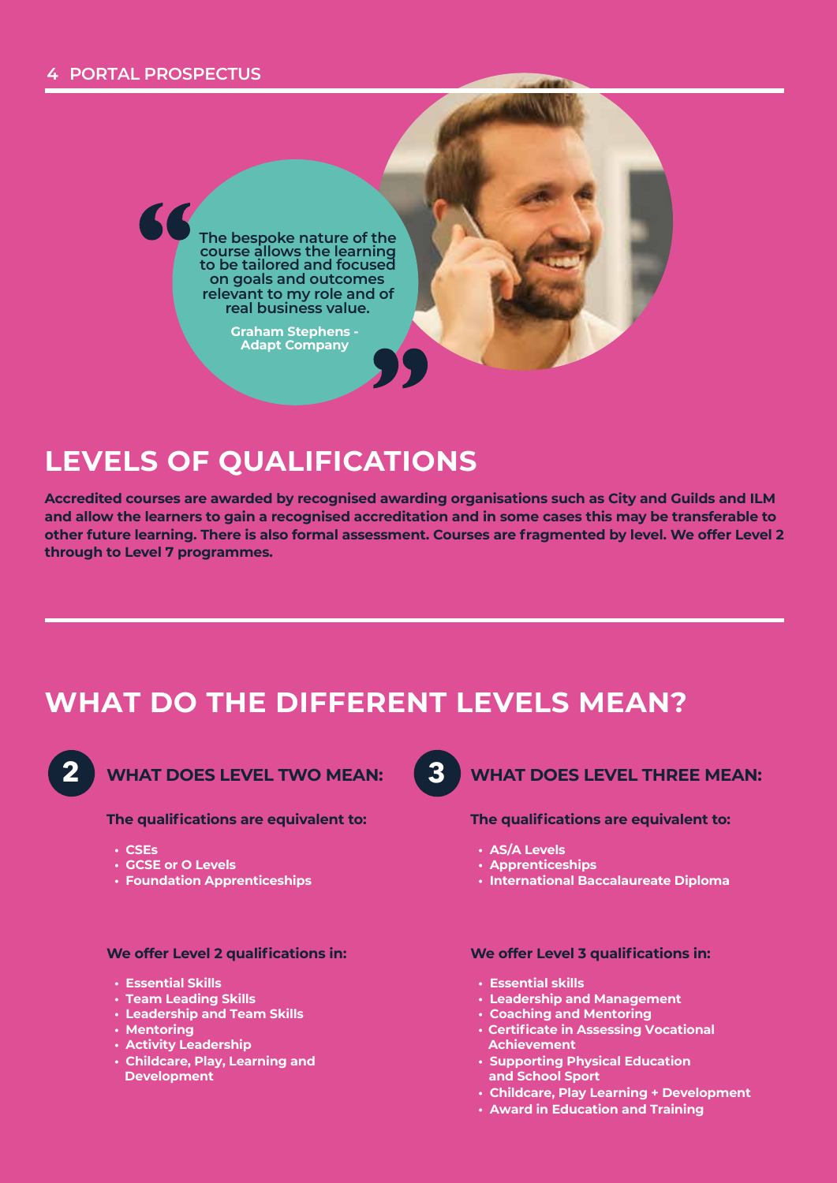> The bespoke nature of the course allows the learning to be tailored and focused on goals and outcomes relevant to my role and of real business value.
>
> **Graham Stephens - Adapt Company**

## LEVELS OF QUALIFICATIONS

**Accredited courses are awarded by recognised awarding organisations such as City and Guilds and ILM and allow the learners to gain a recognised accreditation and in some cases this may be transferable to other future learning. There is also formal assessment. Courses are fragmented by level. We offer Level 2 through to Level 7 programmes.**

## WHAT DO THE DIFFERENT LEVELS MEAN?

### 2 WHAT DOES LEVEL TWO MEAN:

**The qualifications are equivalent to:**

- CSEs
- GCSE or O Levels
- Foundation Apprenticeships

**We offer Level 2 qualifications in:**

- Essential Skills
- Team Leading Skills
- Leadership and Team Skills
- Mentoring
- Activity Leadership
- Childcare, Play, Learning and Development

### 3 WHAT DOES LEVEL THREE MEAN:

**The qualifications are equivalent to:**

- AS/A Levels
- Apprenticeships
- International Baccalaureate Diploma

**We offer Level 3 qualifications in:**

- Essential skills
- Leadership and Management
- Coaching and Mentoring
- Certificate in Assessing Vocational Achievement
- Supporting Physical Education and School Sport
- Childcare, Play Learning + Development
- Award in Education and Training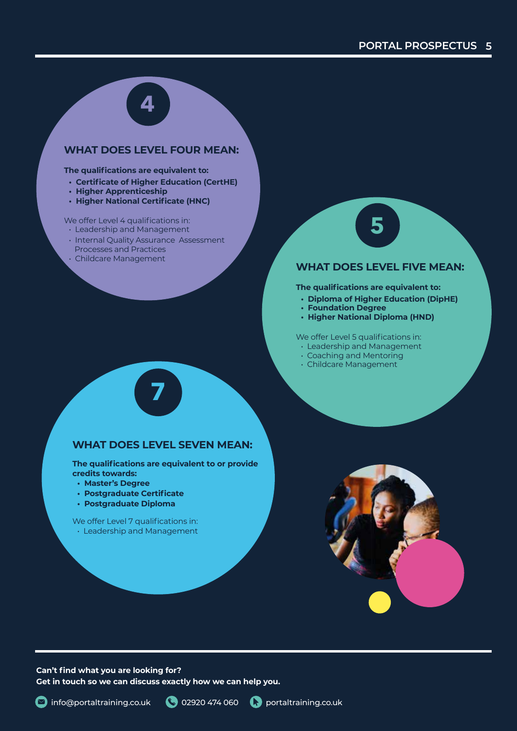4

## WHAT DOES LEVEL FOUR MEAN:

**The qualifications are equivalent to:**

- **Certificate of Higher Education (CertHE)**
- **Higher Apprenticeship**
- **Higher National Certificate (HNC)**

We offer Level 4 qualifications in:

- Leadership and Management
- Internal Quality Assurance  Assessment Processes and Practices
- Childcare Management

5

## WHAT DOES LEVEL FIVE MEAN:

**The qualifications are equivalent to:**

- **Diploma of Higher Education (DipHE)**
- **Foundation Degree**
- **Higher National Diploma (HND)**

We offer Level 5 qualifications in:

- Leadership and Management
- Coaching and Mentoring
- Childcare Management

7

## WHAT DOES LEVEL SEVEN MEAN:

**The qualifications are equivalent to or provide credits towards:**

- **Master's Degree**
- **Postgraduate Certificate**
- **Postgraduate Diploma**

We offer Level 7 qualifications in:

- Leadership and Management

**Can't find what you are looking for?**
**Get in touch so we can discuss exactly how we can help you.**

info@portaltraining.co.uk | 02920 474 060 | portaltraining.co.uk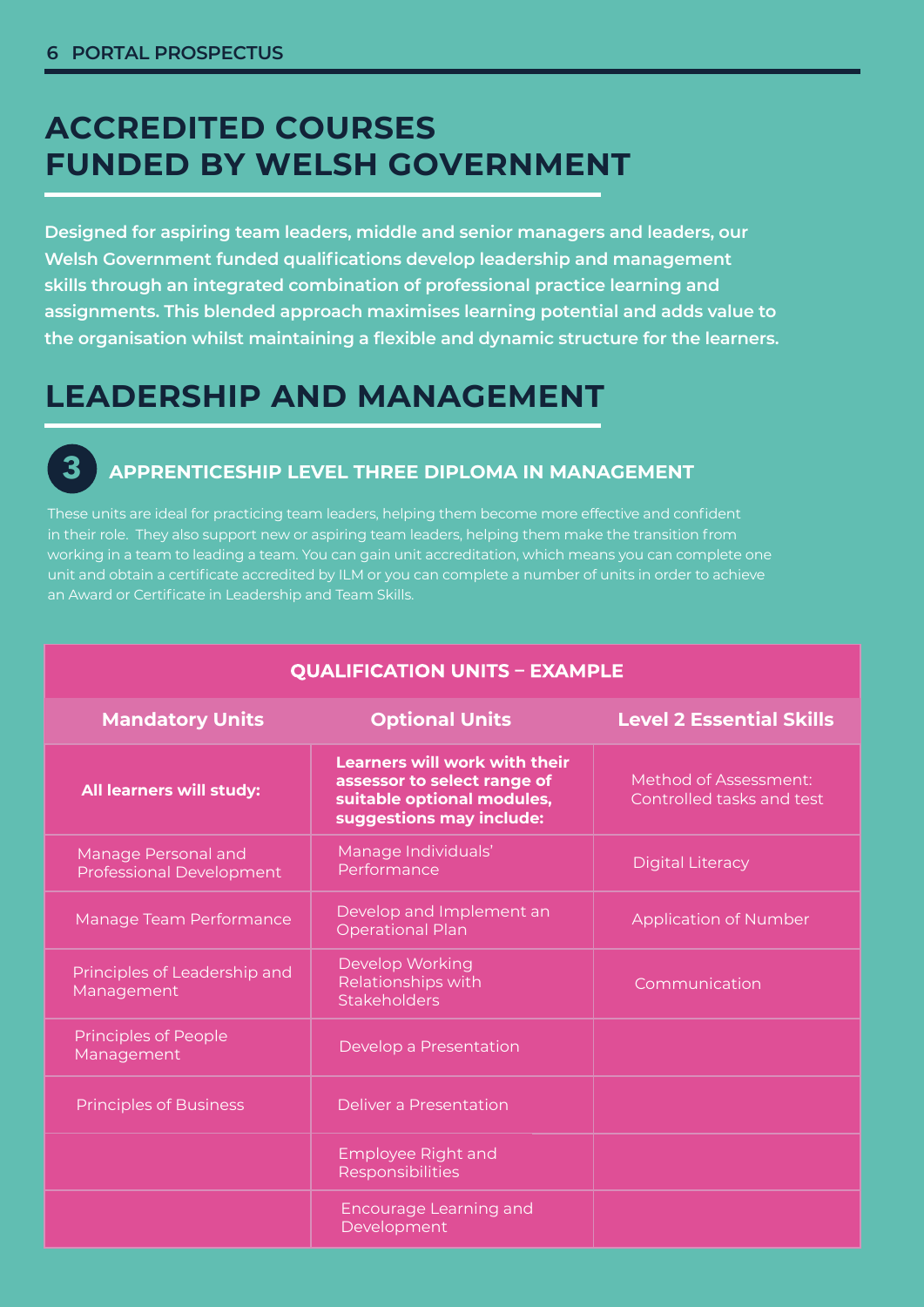# ACCREDITED COURSES FUNDED BY WELSH GOVERNMENT

**Designed for aspiring team leaders, middle and senior managers and leaders, our Welsh Government funded qualifications develop leadership and management skills through an integrated combination of professional practice learning and assignments. This blended approach maximises learning potential and adds value to the organisation whilst maintaining a flexible and dynamic structure for the learners.**

# LEADERSHIP AND MANAGEMENT

### 3 APPRENTICESHIP LEVEL THREE DIPLOMA IN MANAGEMENT

These units are ideal for practicing team leaders, helping them become more effective and confident in their role. They also support new or aspiring team leaders, helping them make the transition from working in a team to leading a team. You can gain unit accreditation, which means you can complete one unit and obtain a certificate accredited by ILM or you can complete a number of units in order to achieve an Award or Certificate in Leadership and Team Skills.

| QUALIFICATION UNITS – EXAMPLE | | |
|---|---|---|
| **Mandatory Units** | **Optional Units** | **Level 2 Essential Skills** |
| **All learners will study:** | **Learners will work with their assessor to select range of suitable optional modules, suggestions may include:** | Method of Assessment: Controlled tasks and test |
| Manage Personal and Professional Development | Manage Individuals' Performance | Digital Literacy |
| Manage Team Performance | Develop and Implement an Operational Plan | Application of Number |
| Principles of Leadership and Management | Develop Working Relationships with Stakeholders | Communication |
| Principles of People Management | Develop a Presentation | |
| Principles of Business | Deliver a Presentation | |
| | Employee Right and Responsibilities | |
| | Encourage Learning and Development | |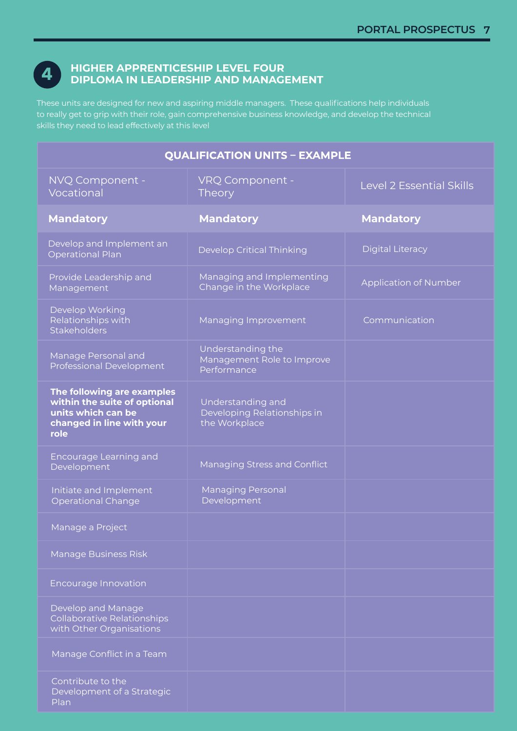## 4 HIGHER APPRENTICESHIP LEVEL FOUR DIPLOMA IN LEADERSHIP AND MANAGEMENT

These units are designed for new and aspiring middle managers. These qualifications help individuals to really get to grip with their role, gain comprehensive business knowledge, and develop the technical skills they need to lead effectively at this level

| QUALIFICATION UNITS – EXAMPLE | | |
|---|---|---|
| NVQ Component - Vocational | VRQ Component - Theory | Level 2 Essential Skills |
| **Mandatory** | **Mandatory** | **Mandatory** |
| Develop and Implement an Operational Plan | Develop Critical Thinking | Digital Literacy |
| Provide Leadership and Management | Managing and Implementing Change in the Workplace | Application of Number |
| Develop Working Relationships with Stakeholders | Managing Improvement | Communication |
| Manage Personal and Professional Development | Understanding the Management Role to Improve Performance | |
| **The following are examples within the suite of optional units which can be changed in line with your role** | Understanding and Developing Relationships in the Workplace | |
| Encourage Learning and Development | Managing Stress and Conflict | |
| Initiate and Implement Operational Change | Managing Personal Development | |
| Manage a Project | | |
| Manage Business Risk | | |
| Encourage Innovation | | |
| Develop and Manage Collaborative Relationships with Other Organisations | | |
| Manage Conflict in a Team | | |
| Contribute to the Development of a Strategic Plan | | |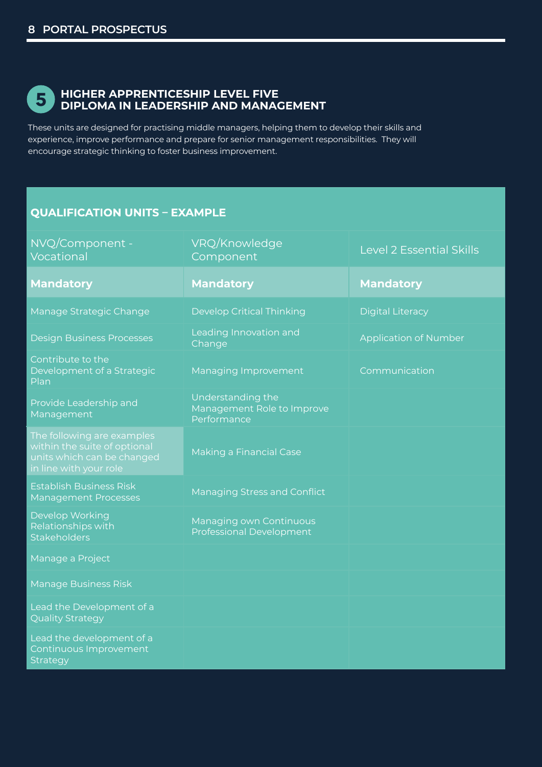## 5 HIGHER APPRENTICESHIP LEVEL FIVE DIPLOMA IN LEADERSHIP AND MANAGEMENT

These units are designed for practising middle managers, helping them to develop their skills and experience, improve performance and prepare for senior management responsibilities. They will encourage strategic thinking to foster business improvement.

**QUALIFICATION UNITS – EXAMPLE**

| NVQ/Component - Vocational | VRQ/Knowledge Component | Level 2 Essential Skills |
|---|---|---|
| **Mandatory** | **Mandatory** | **Mandatory** |
| Manage Strategic Change | Develop Critical Thinking | Digital Literacy |
| Design Business Processes | Leading Innovation and Change | Application of Number |
| Contribute to the Development of a Strategic Plan | Managing Improvement | Communication |
| Provide Leadership and Management | Understanding the Management Role to Improve Performance | |
| The following are examples within the suite of optional units which can be changed in line with your role | Making a Financial Case | |
| Establish Business Risk Management Processes | Managing Stress and Conflict | |
| Develop Working Relationships with Stakeholders | Managing own Continuous Professional Development | |
| Manage a Project | | |
| Manage Business Risk | | |
| Lead the Development of a Quality Strategy | | |
| Lead the development of a Continuous Improvement Strategy | | |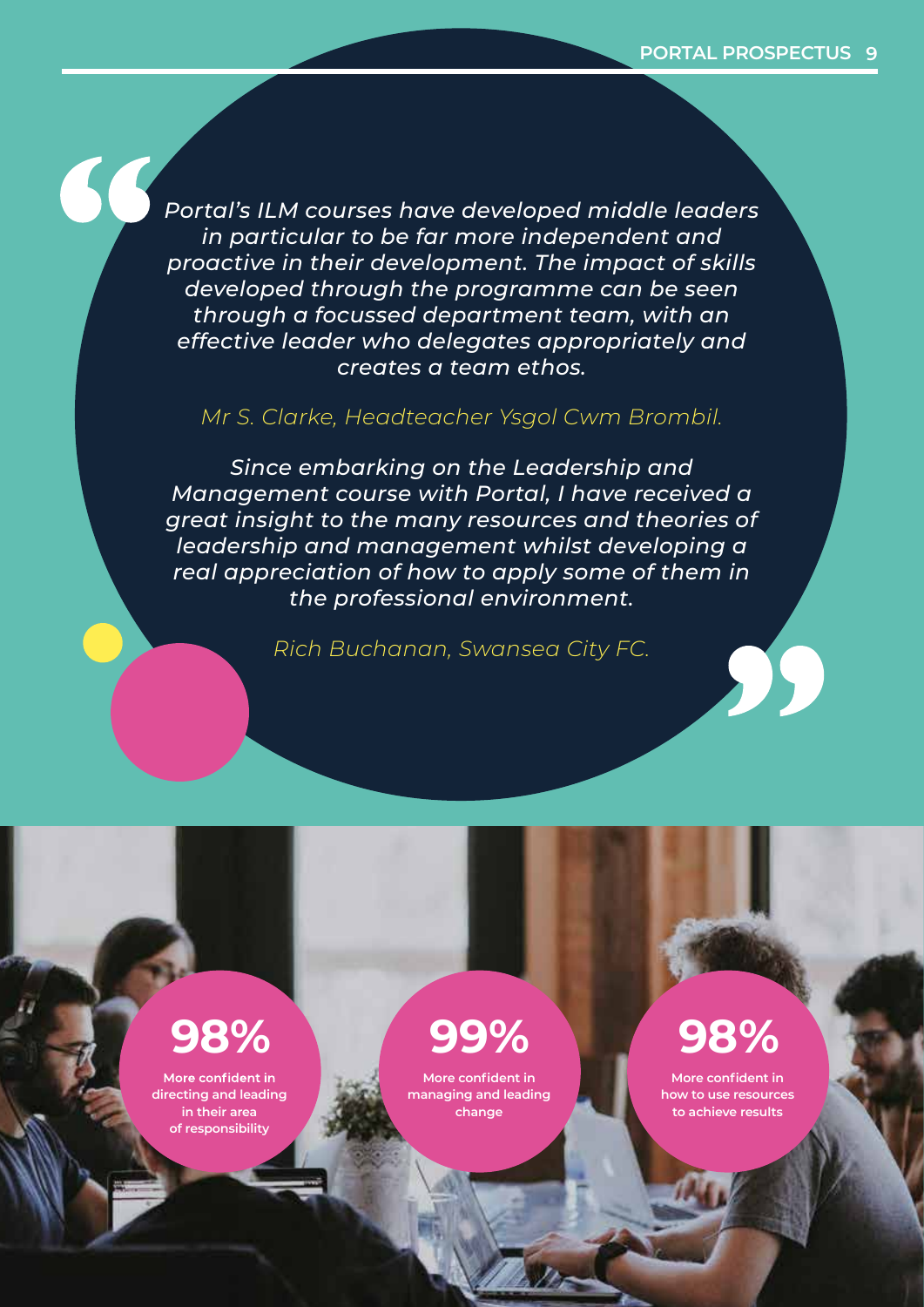*Portal's ILM courses have developed middle leaders in particular to be far more independent and proactive in their development. The impact of skills developed through the programme can be seen through a focussed department team, with an effective leader who delegates appropriately and creates a team ethos.*

*Mr S. Clarke, Headteacher Ysgol Cwm Brombil.*

*Since embarking on the Leadership and Management course with Portal, I have received a great insight to the many resources and theories of leadership and management whilst developing a real appreciation of how to apply some of them in the professional environment.*

*Rich Buchanan, Swansea City FC.*

**98%**
**More confident in directing and leading in their area of responsibility**

**99%**
**More confident in managing and leading change**

**98%**
**More confident in how to use resources to achieve results**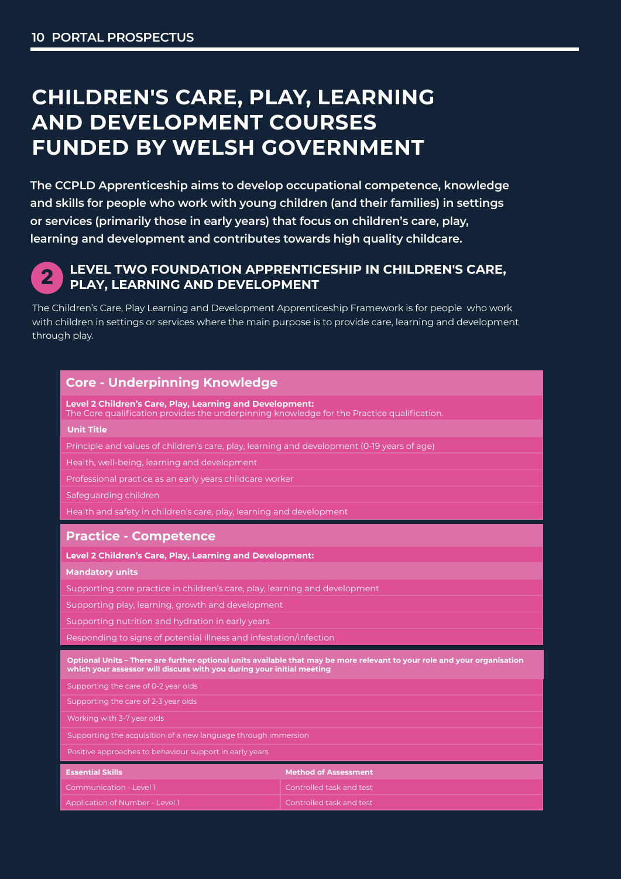# CHILDREN'S CARE, PLAY, LEARNING AND DEVELOPMENT COURSES FUNDED BY WELSH GOVERNMENT

**The CCPLD Apprenticeship aims to develop occupational competence, knowledge and skills for people who work with young children (and their families) in settings or services (primarily those in early years) that focus on children's care, play, learning and development and contributes towards high quality childcare.**

## 2 LEVEL TWO FOUNDATION APPRENTICESHIP IN CHILDREN'S CARE, PLAY, LEARNING AND DEVELOPMENT

The Children's Care, Play Learning and Development Apprenticeship Framework is for people who work with children in settings or services where the main purpose is to provide care, learning and development through play.

| Core - Underpinning Knowledge |
|---|
| **Level 2 Children's Care, Play, Learning and Development:** The Core qualification provides the underpinning knowledge for the Practice qualification. |
| **Unit Title** |
| Principle and values of children's care, play, learning and development (0-19 years of age) |
| Health, well-being, learning and development |
| Professional practice as an early years childcare worker |
| Safeguarding children |
| Health and safety in children's care, play, learning and development |

| Practice - Competence |
|---|
| **Level 2 Children's Care, Play, Learning and Development:** |
| **Mandatory units** |
| Supporting core practice in children's care, play, learning and development |
| Supporting play, learning, growth and development |
| Supporting nutrition and hydration in early years |
| Responding to signs of potential illness and infestation/infection |

| Optional Units – There are further optional units available that may be more relevant to your role and your organisation which your assessor will discuss with you during your initial meeting |
|---|
| Supporting the care of 0-2 year olds |
| Supporting the care of 2-3 year olds |
| Working with 3-7 year olds |
| Supporting the acquisition of a new language through immersion |
| Positive approaches to behaviour support in early years |

| Essential Skills | Method of Assessment |
|---|---|
| Communication - Level 1 | Controlled task and test |
| Application of Number - Level 1 | Controlled task and test |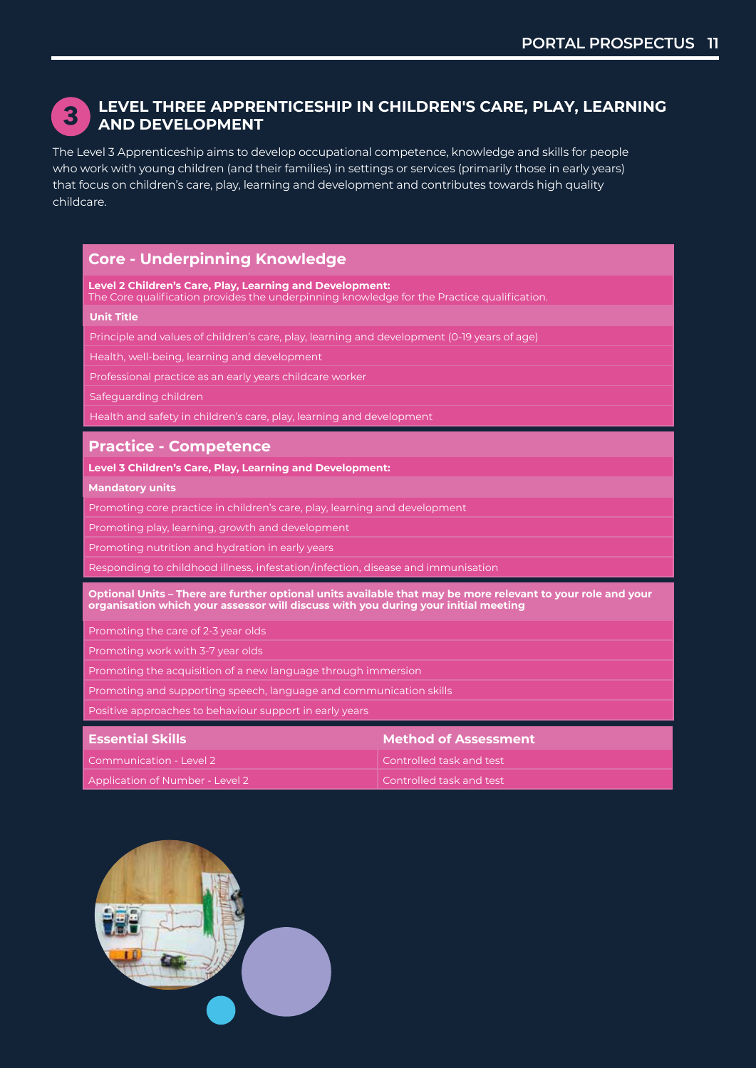## 3 LEVEL THREE APPRENTICESHIP IN CHILDREN'S CARE, PLAY, LEARNING AND DEVELOPMENT

The Level 3 Apprenticeship aims to develop occupational competence, knowledge and skills for people who work with young children (and their families) in settings or services (primarily those in early years) that focus on children's care, play, learning and development and contributes towards high quality childcare.

### Core - Underpinning Knowledge

**Level 2 Children's Care, Play, Learning and Development:**
The Core qualification provides the underpinning knowledge for the Practice qualification.

| Unit Title |
| --- |
| Principle and values of children's care, play, learning and development (0-19 years of age) |
| Health, well-being, learning and development |
| Professional practice as an early years childcare worker |
| Safeguarding children |
| Health and safety in children's care, play, learning and development |

### Practice - Competence

**Level 3 Children's Care, Play, Learning and Development:**

| Mandatory units |
| --- |
| Promoting core practice in children's care, play, learning and development |
| Promoting play, learning, growth and development |
| Promoting nutrition and hydration in early years |
| Responding to childhood illness, infestation/infection, disease and immunisation |

| Optional Units – There are further optional units available that may be more relevant to your role and your organisation which your assessor will discuss with you during your initial meeting |
| --- |
| Promoting the care of 2-3 year olds |
| Promoting work with 3-7 year olds |
| Promoting the acquisition of a new language through immersion |
| Promoting and supporting speech, language and communication skills |
| Positive approaches to behaviour support in early years |

| Essential Skills | Method of Assessment |
| --- | --- |
| Communication - Level 2 | Controlled task and test |
| Application of Number - Level 2 | Controlled task and test |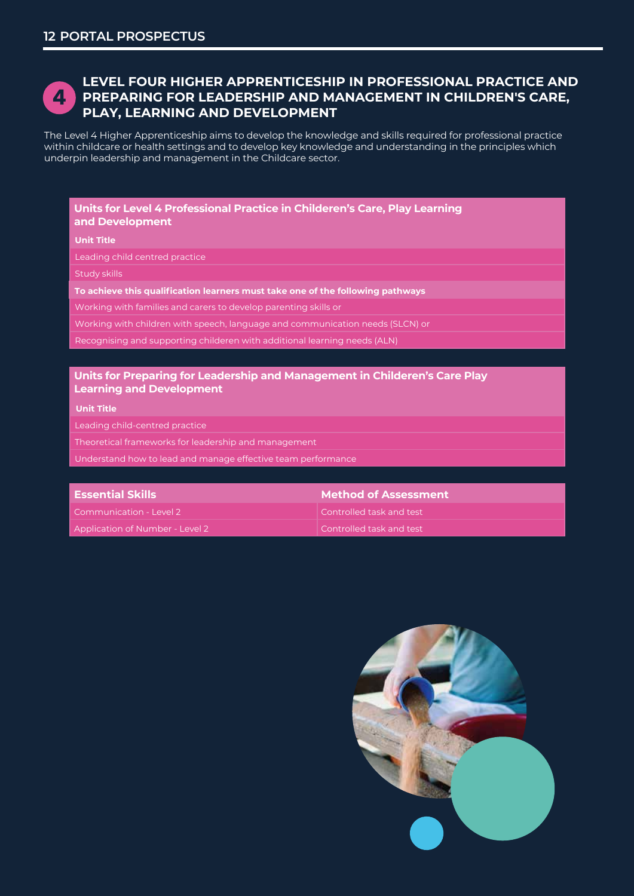## 4 LEVEL FOUR HIGHER APPRENTICESHIP IN PROFESSIONAL PRACTICE AND PREPARING FOR LEADERSHIP AND MANAGEMENT IN CHILDREN'S CARE, PLAY, LEARNING AND DEVELOPMENT

The Level 4 Higher Apprenticeship aims to develop the knowledge and skills required for professional practice within childcare or health settings and to develop key knowledge and understanding in the principles which underpin leadership and management in the Childcare sector.

| Units for Level 4 Professional Practice in Childeren's Care, Play Learning and Development |
|---|
| **Unit Title** |
| Leading child centred practice |
| Study skills |
| **To achieve this qualification learners must take one of the following pathways** |
| Working with families and carers to develop parenting skills or |
| Working with children with speech, language and communication needs (SLCN) or |
| Recognising and supporting childeren with additional learning needs (ALN) |

| Units for Preparing for Leadership and Management in Childeren's Care Play Learning and Development |
|---|
| **Unit Title** |
| Leading child-centred practice |
| Theoretical frameworks for leadership and management |
| Understand how to lead and manage effective team performance |

| Essential Skills | Method of Assessment |
|---|---|
| Communication - Level 2 | Controlled task and test |
| Application of Number - Level 2 | Controlled task and test |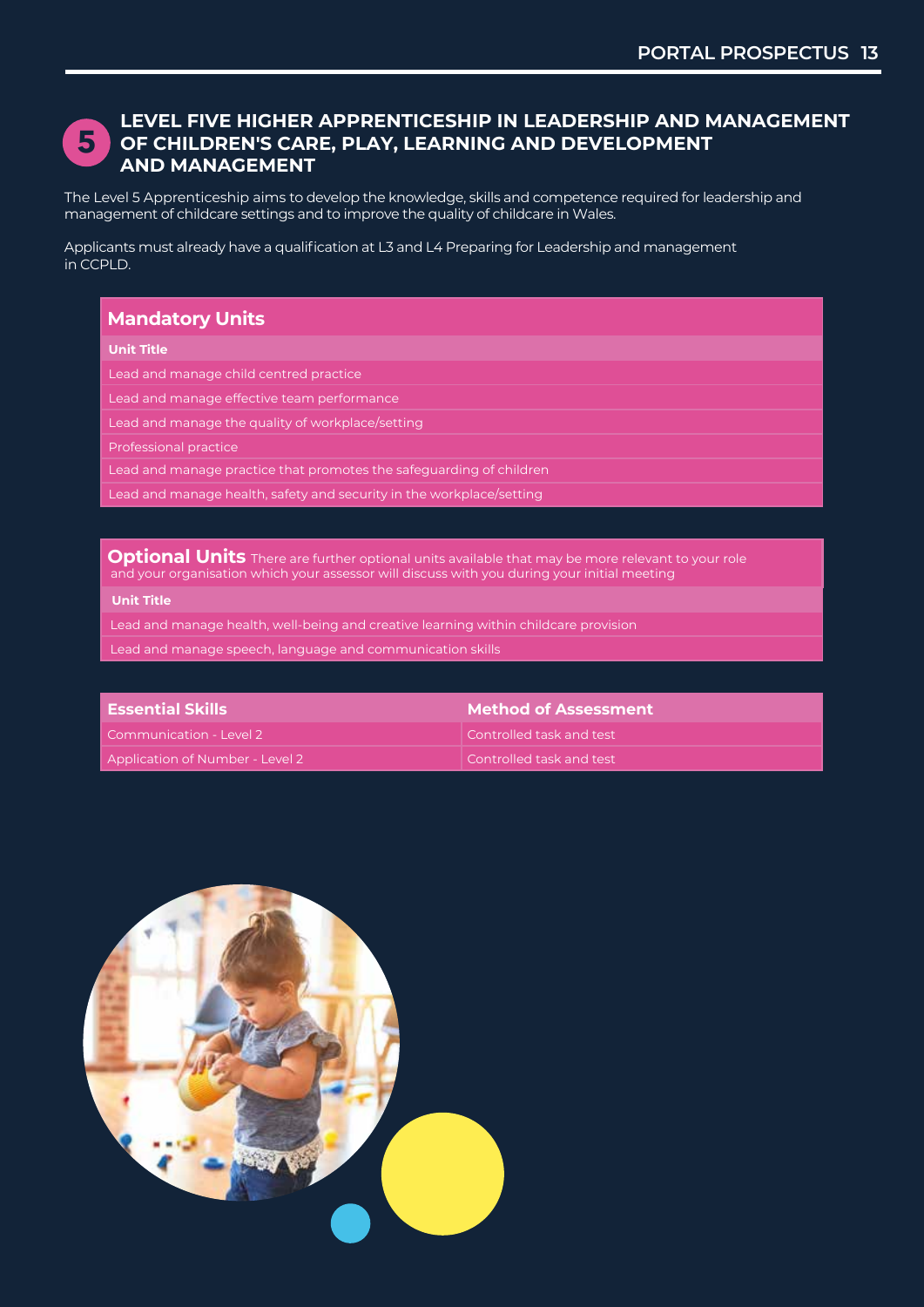## 5 LEVEL FIVE HIGHER APPRENTICESHIP IN LEADERSHIP AND MANAGEMENT OF CHILDREN'S CARE, PLAY, LEARNING AND DEVELOPMENT AND MANAGEMENT

The Level 5 Apprenticeship aims to develop the knowledge, skills and competence required for leadership and management of childcare settings and to improve the quality of childcare in Wales.

Applicants must already have a qualification at L3 and L4 Preparing for Leadership and management in CCPLD.

### Mandatory Units

| Unit Title |
|---|
| Lead and manage child centred practice |
| Lead and manage effective team performance |
| Lead and manage the quality of workplace/setting |
| Professional practice |
| Lead and manage practice that promotes the safeguarding of children |
| Lead and manage health, safety and security in the workplace/setting |

### Optional Units

There are further optional units available that may be more relevant to your role and your organisation which your assessor will discuss with you during your initial meeting

| Unit Title |
|---|
| Lead and manage health, well-being and creative learning within childcare provision |
| Lead and manage speech, language and communication skills |

| Essential Skills | Method of Assessment |
|---|---|
| Communication - Level 2 | Controlled task and test |
| Application of Number - Level 2 | Controlled task and test |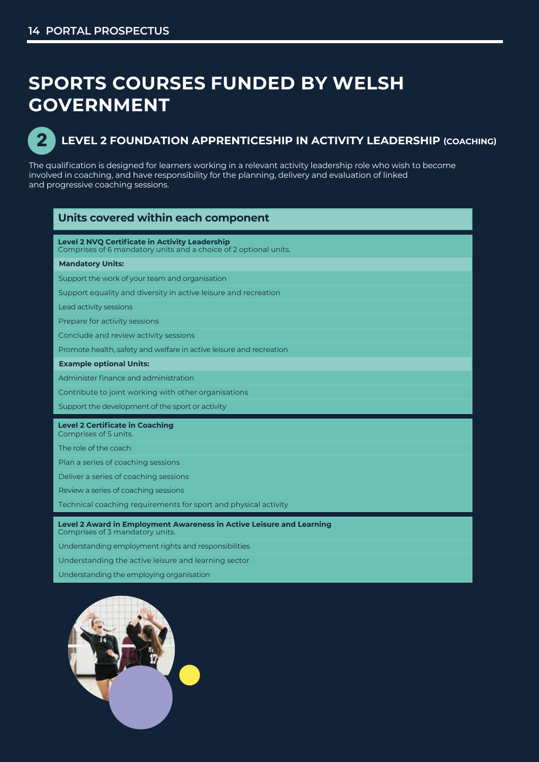# SPORTS COURSES FUNDED BY WELSH GOVERNMENT

## 2 LEVEL 2 FOUNDATION APPRENTICESHIP IN ACTIVITY LEADERSHIP (COACHING)

The qualification is designed for learners working in a relevant activity leadership role who wish to become involved in coaching, and have responsibility for the planning, delivery and evaluation of linked and progressive coaching sessions.

| Units covered within each component |
| --- |
| **Level 2 NVQ Certificate in Activity Leadership**<br>Comprises of 6 mandatory units and a choice of 2 optional units. |
| **Mandatory Units:** |
| Support the work of your team and organisation |
| Support equality and diversity in active leisure and recreation |
| Lead activity sessions |
| Prepare for activity sessions |
| Conclude and review activity sessions |
| Promote health, safety and welfare in active leisure and recreation |
| **Example optional Units:** |
| Administer finance and administration |
| Contribute to joint working with other organisations |
| Support the development of the sport or activity |
| **Level 2 Certificate in Coaching**<br>Comprises of 5 units. |
| The role of the coach |
| Plan a series of coaching sessions |
| Deliver a series of coaching sessions |
| Review a series of coaching sessions |
| Technical coaching requirements for sport and physical activity |
| **Level 2 Award in Employment Awareness in Active Leisure and Learning**<br>Comprises of 3 mandatory units. |
| Understanding employment rights and responsibilities |
| Understanding the active leisure and learning sector |
| Understanding the employing organisation |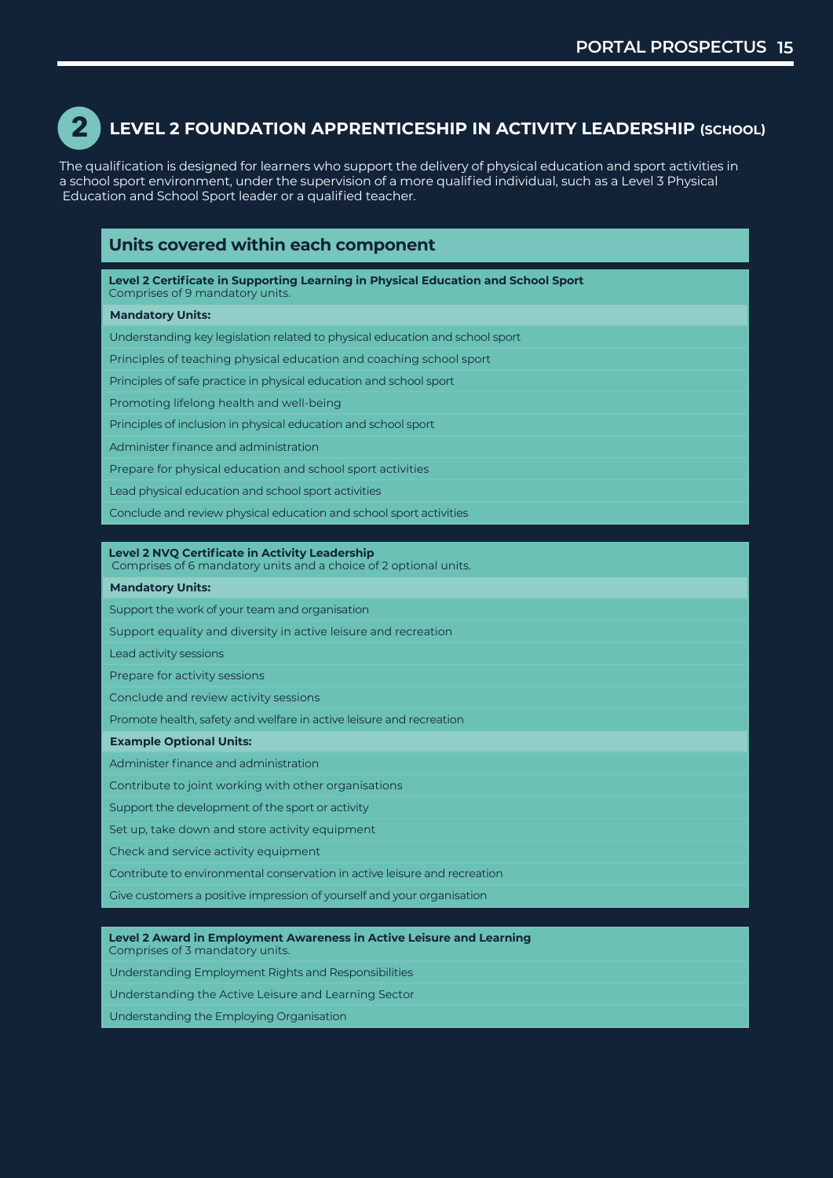## 2 LEVEL 2 FOUNDATION APPRENTICESHIP IN ACTIVITY LEADERSHIP (SCHOOL)

The qualification is designed for learners who support the delivery of physical education and sport activities in a school sport environment, under the supervision of a more qualified individual, such as a Level 3 Physical Education and School Sport leader or a qualified teacher.

### Units covered within each component

| **Level 2 Certificate in Supporting Learning in Physical Education and School Sport** Comprises of 9 mandatory units. |
| --- |
| **Mandatory Units:** |
| Understanding key legislation related to physical education and school sport |
| Principles of teaching physical education and coaching school sport |
| Principles of safe practice in physical education and school sport |
| Promoting lifelong health and well-being |
| Principles of inclusion in physical education and school sport |
| Administer finance and administration |
| Prepare for physical education and school sport activities |
| Lead physical education and school sport activities |
| Conclude and review physical education and school sport activities |

| **Level 2 NVQ Certificate in Activity Leadership** Comprises of 6 mandatory units and a choice of 2 optional units. |
| --- |
| **Mandatory Units:** |
| Support the work of your team and organisation |
| Support equality and diversity in active leisure and recreation |
| Lead activity sessions |
| Prepare for activity sessions |
| Conclude and review activity sessions |
| Promote health, safety and welfare in active leisure and recreation |
| **Example Optional Units:** |
| Administer finance and administration |
| Contribute to joint working with other organisations |
| Support the development of the sport or activity |
| Set up, take down and store activity equipment |
| Check and service activity equipment |
| Contribute to environmental conservation in active leisure and recreation |
| Give customers a positive impression of yourself and your organisation |

| **Level 2 Award in Employment Awareness in Active Leisure and Learning** Comprises of 3 mandatory units. |
| --- |
| Understanding Employment Rights and Responsibilities |
| Understanding the Active Leisure and Learning Sector |
| Understanding the Employing Organisation |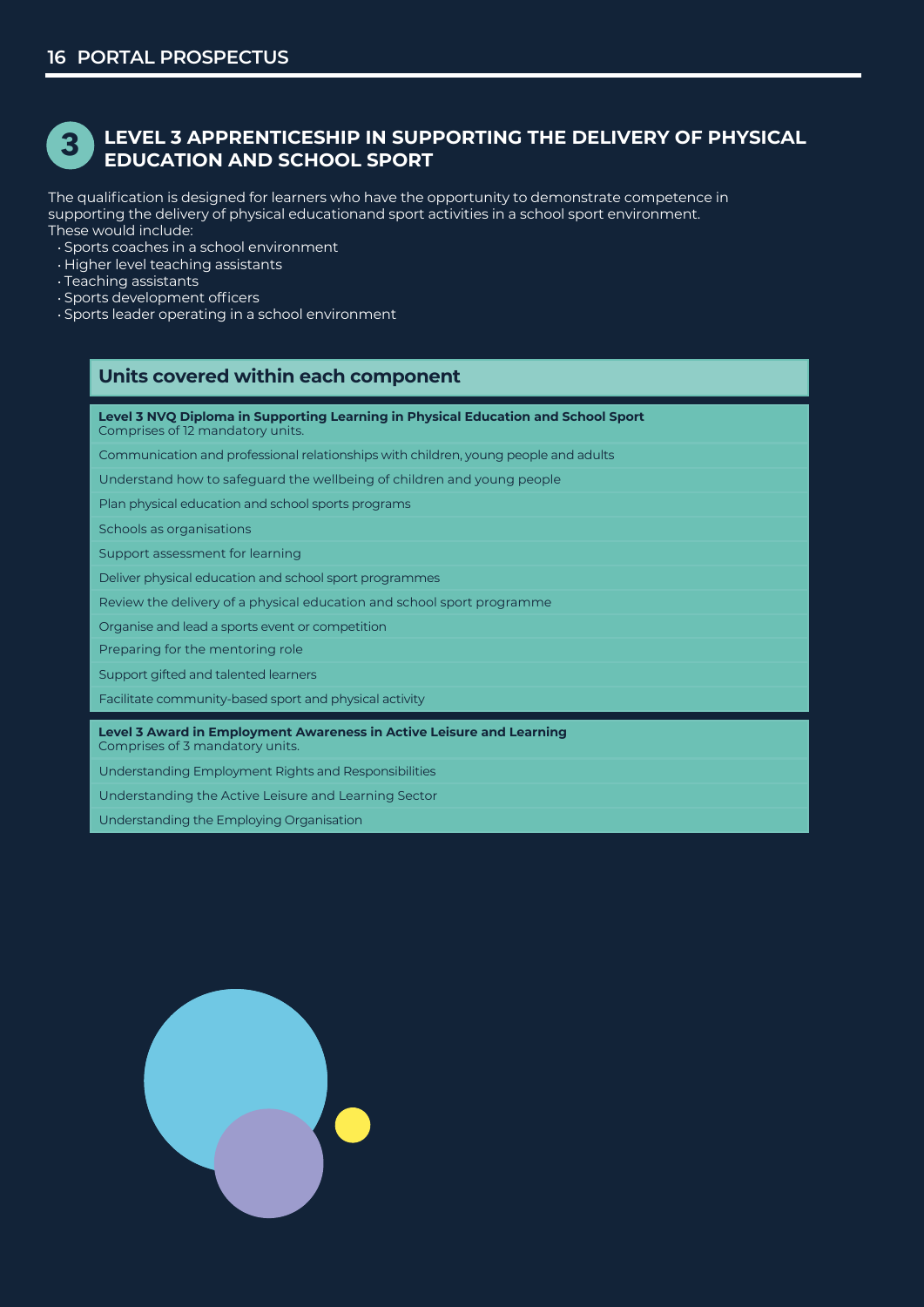## 3 LEVEL 3 APPRENTICESHIP IN SUPPORTING THE DELIVERY OF PHYSICAL EDUCATION AND SCHOOL SPORT

The qualification is designed for learners who have the opportunity to demonstrate competence in supporting the delivery of physical educationand sport activities in a school sport environment. These would include:

- Sports coaches in a school environment
- Higher level teaching assistants
- Teaching assistants
- Sports development officers
- Sports leader operating in a school environment

### Units covered within each component

| **Level 3 NVQ Diploma in Supporting Learning in Physical Education and School Sport** Comprises of 12 mandatory units. |
|---|
| Communication and professional relationships with children, young people and adults |
| Understand how to safeguard the wellbeing of children and young people |
| Plan physical education and school sports programs |
| Schools as organisations |
| Support assessment for learning |
| Deliver physical education and school sport programmes |
| Review the delivery of a physical education and school sport programme |
| Organise and lead a sports event or competition |
| Preparing for the mentoring role |
| Support gifted and talented learners |
| Facilitate community-based sport and physical activity |

| **Level 3 Award in Employment Awareness in Active Leisure and Learning** Comprises of 3 mandatory units. |
|---|
| Understanding Employment Rights and Responsibilities |
| Understanding the Active Leisure and Learning Sector |
| Understanding the Employing Organisation |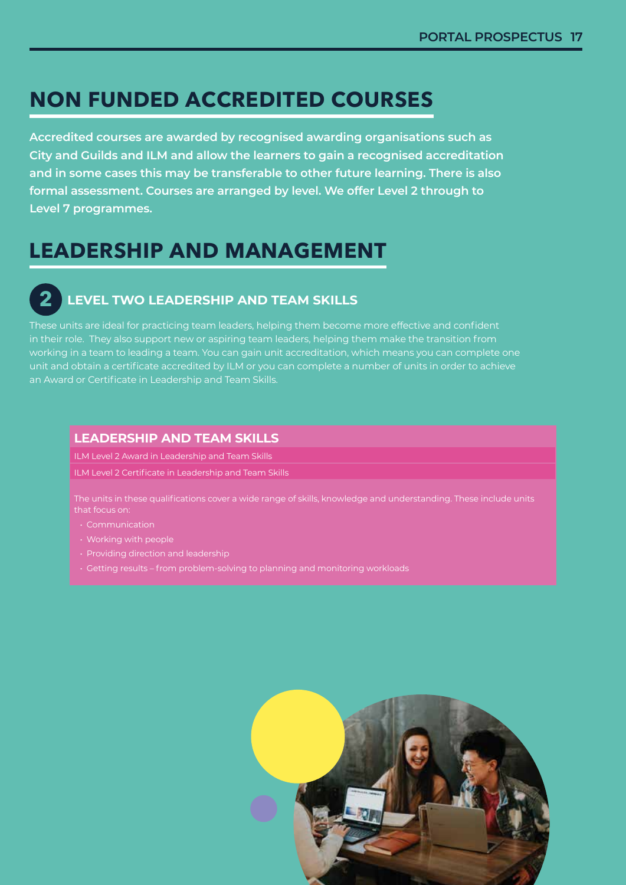# NON FUNDED ACCREDITED COURSES

**Accredited courses are awarded by recognised awarding organisations such as City and Guilds and ILM and allow the learners to gain a recognised accreditation and in some cases this may be transferable to other future learning. There is also formal assessment. Courses are arranged by level. We offer Level 2 through to Level 7 programmes.**

# LEADERSHIP AND MANAGEMENT

## 2 LEVEL TWO LEADERSHIP AND TEAM SKILLS

These units are ideal for practicing team leaders, helping them become more effective and confident in their role. They also support new or aspiring team leaders, helping them make the transition from working in a team to leading a team. You can gain unit accreditation, which means you can complete one unit and obtain a certificate accredited by ILM or you can complete a number of units in order to achieve an Award or Certificate in Leadership and Team Skills.

### LEADERSHIP AND TEAM SKILLS

ILM Level 2 Award in Leadership and Team Skills

ILM Level 2 Certificate in Leadership and Team Skills

The units in these qualifications cover a wide range of skills, knowledge and understanding. These include units that focus on:

- Communication
- Working with people
- Providing direction and leadership
- Getting results – from problem-solving to planning and monitoring workloads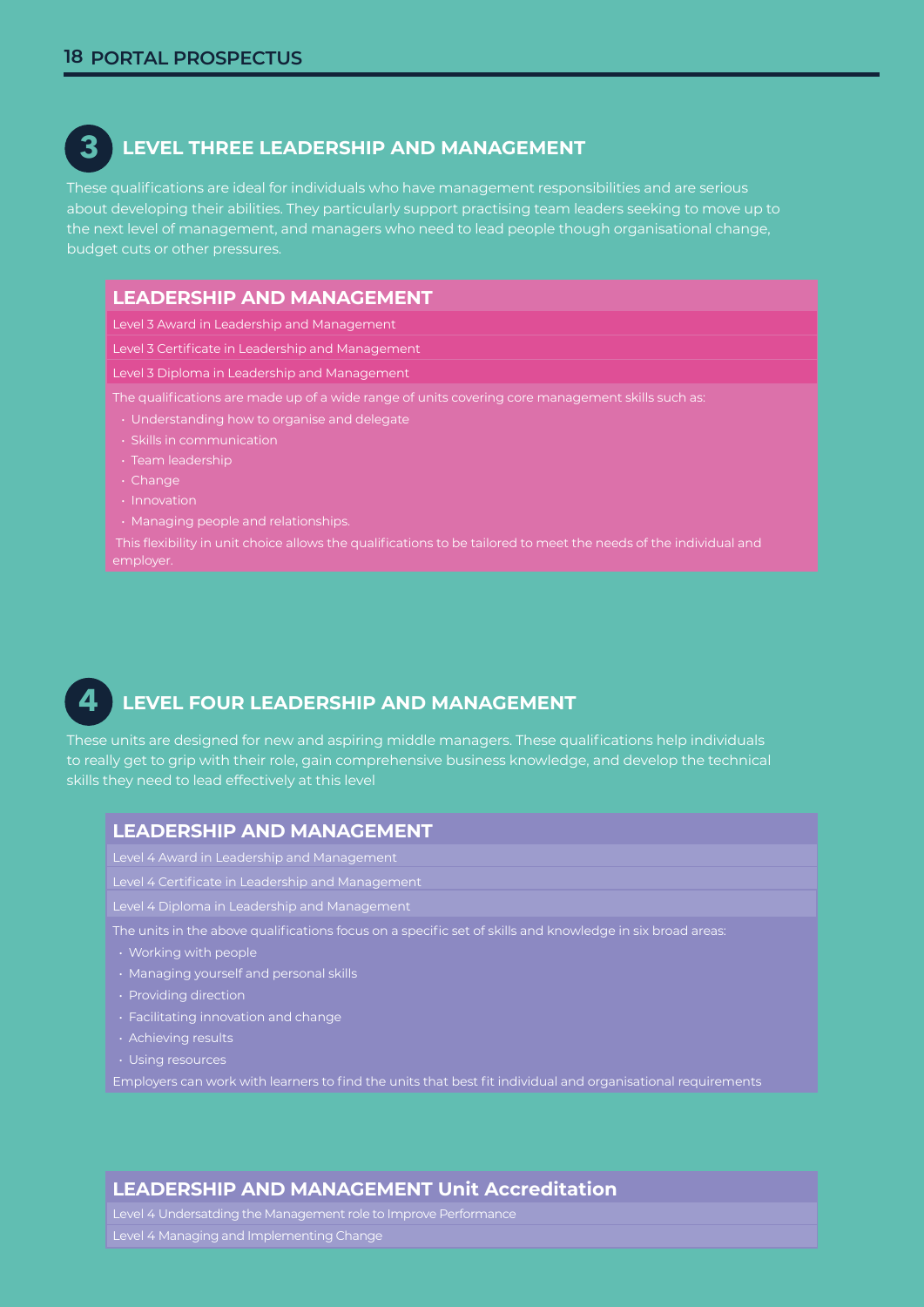## 3 LEVEL THREE LEADERSHIP AND MANAGEMENT

These qualifications are ideal for individuals who have management responsibilities and are serious about developing their abilities. They particularly support practising team leaders seeking to move up to the next level of management, and managers who need to lead people though organisational change, budget cuts or other pressures.

### LEADERSHIP AND MANAGEMENT

Level 3 Award in Leadership and Management

Level 3 Certificate in Leadership and Management

Level 3 Diploma in Leadership and Management

The qualifications are made up of a wide range of units covering core management skills such as:

- Understanding how to organise and delegate
- Skills in communication
- Team leadership
- Change
- Innovation
- Managing people and relationships.

This flexibility in unit choice allows the qualifications to be tailored to meet the needs of the individual and employer.

## 4 LEVEL FOUR LEADERSHIP AND MANAGEMENT

These units are designed for new and aspiring middle managers. These qualifications help individuals to really get to grip with their role, gain comprehensive business knowledge, and develop the technical skills they need to lead effectively at this level

### LEADERSHIP AND MANAGEMENT

Level 4 Award in Leadership and Management

Level 4 Certificate in Leadership and Management

Level 4 Diploma in Leadership and Management

The units in the above qualifications focus on a specific set of skills and knowledge in six broad areas:

- Working with people
- Managing yourself and personal skills
- Providing direction
- Facilitating innovation and change
- Achieving results
- Using resources

Employers can work with learners to find the units that best fit individual and organisational requirements

### LEADERSHIP AND MANAGEMENT Unit Accreditation

Level 4 Undersatding the Management role to Improve Performance

Level 4 Managing and Implementing Change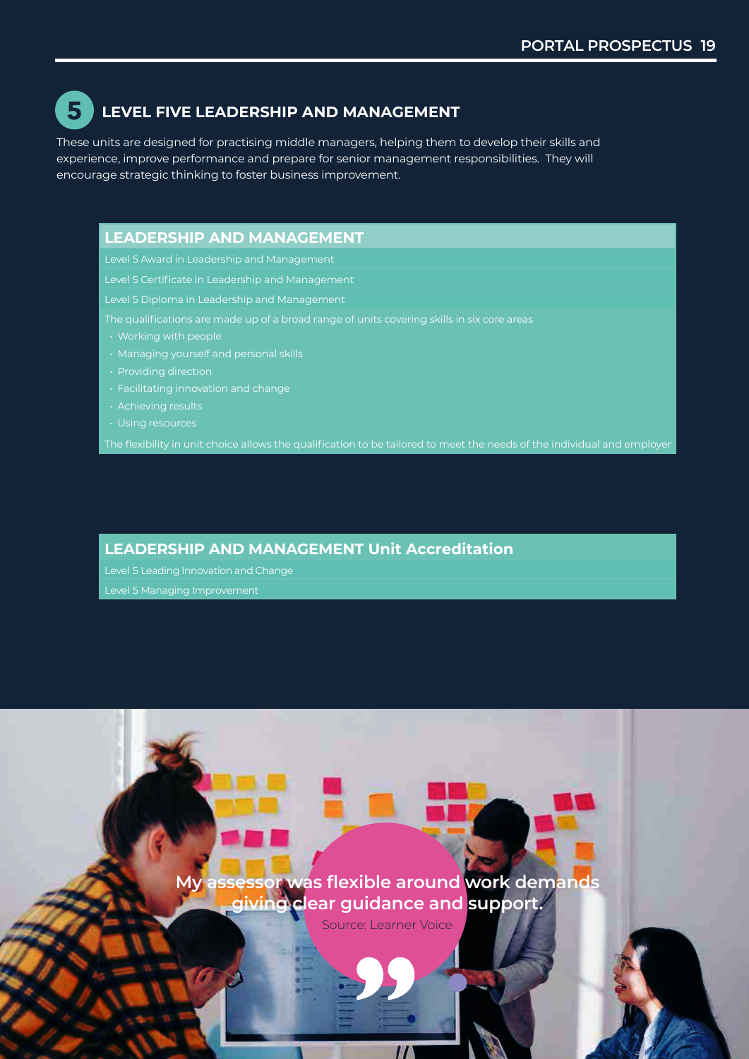## 5 LEVEL FIVE LEADERSHIP AND MANAGEMENT

These units are designed for practising middle managers, helping them to develop their skills and experience, improve performance and prepare for senior management responsibilities. They will encourage strategic thinking to foster business improvement.

### LEADERSHIP AND MANAGEMENT

Level 5 Award in Leadership and Management

Level 5 Certificate in Leadership and Management

Level 5 Diploma in Leadership and Management

The qualifications are made up of a broad range of units covering skills in six core areas

- Working with people
- Managing yourself and personal skills
- Providing direction
- Facilitating innovation and change
- Achieving results
- Using resources

The flexibility in unit choice allows the qualification to be tailored to meet the needs of the individual and employer

### LEADERSHIP AND MANAGEMENT Unit Accreditation

Level 5 Leading Innovation and Change

Level 5 Managing Improvement

**My assessor was flexible around work demands giving clear guidance and support.**

Source: Learner Voice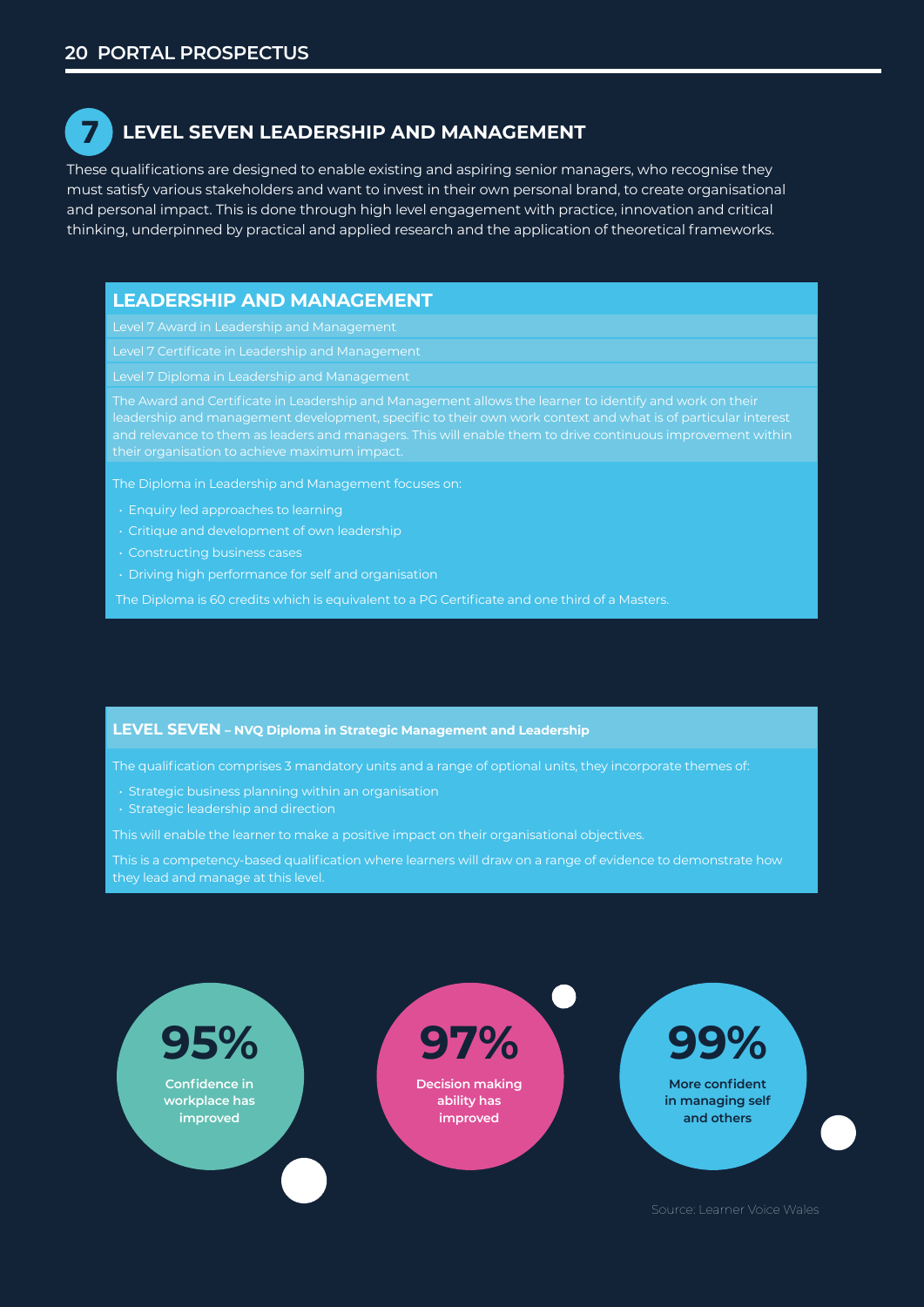## 7 LEVEL SEVEN LEADERSHIP AND MANAGEMENT

These qualifications are designed to enable existing and aspiring senior managers, who recognise they must satisfy various stakeholders and want to invest in their own personal brand, to create organisational and personal impact. This is done through high level engagement with practice, innovation and critical thinking, underpinned by practical and applied research and the application of theoretical frameworks.

### LEADERSHIP AND MANAGEMENT

Level 7 Award in Leadership and Management

Level 7 Certificate in Leadership and Management

Level 7 Diploma in Leadership and Management

The Award and Certificate in Leadership and Management allows the learner to identify and work on their leadership and management development, specific to their own work context and what is of particular interest and relevance to them as leaders and managers. This will enable them to drive continuous improvement within their organisation to achieve maximum impact.

The Diploma in Leadership and Management focuses on:

- Enquiry led approaches to learning
- Critique and development of own leadership
- Constructing business cases
- Driving high performance for self and organisation

The Diploma is 60 credits which is equivalent to a PG Certificate and one third of a Masters.

### LEVEL SEVEN – NVQ Diploma in Strategic Management and Leadership

The qualification comprises 3 mandatory units and a range of optional units, they incorporate themes of:

- Strategic business planning within an organisation
- Strategic leadership and direction

This will enable the learner to make a positive impact on their organisational objectives.

This is a competency-based qualification where learners will draw on a range of evidence to demonstrate how they lead and manage at this level.

**95%** Confidence in workplace has improved

**97%** Decision making ability has improved

**99%** More confident in managing self and others

Source: Learner Voice Wales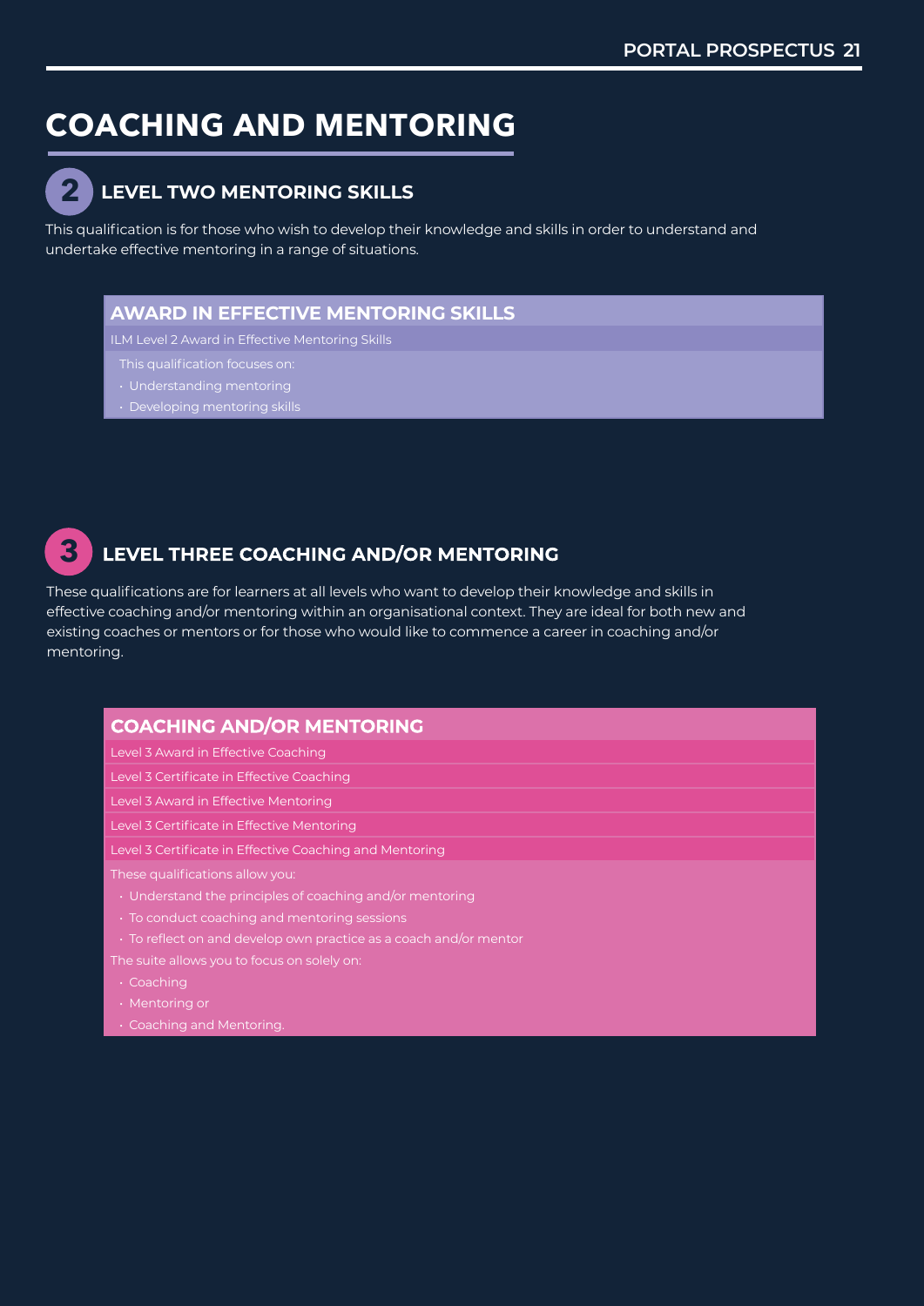# COACHING AND MENTORING

## 2 LEVEL TWO MENTORING SKILLS

This qualification is for those who wish to develop their knowledge and skills in order to understand and undertake effective mentoring in a range of situations.

### AWARD IN EFFECTIVE MENTORING SKILLS

ILM Level 2 Award in Effective Mentoring Skills

This qualification focuses on:

- Understanding mentoring
- Developing mentoring skills

## 3 LEVEL THREE COACHING AND/OR MENTORING

These qualifications are for learners at all levels who want to develop their knowledge and skills in effective coaching and/or mentoring within an organisational context. They are ideal for both new and existing coaches or mentors or for those who would like to commence a career in coaching and/or mentoring.

### COACHING AND/OR MENTORING

Level 3 Award in Effective Coaching

Level 3 Certificate in Effective Coaching

Level 3 Award in Effective Mentoring

Level 3 Certificate in Effective Mentoring

Level 3 Certificate in Effective Coaching and Mentoring

These qualifications allow you:

- Understand the principles of coaching and/or mentoring
- To conduct coaching and mentoring sessions
- To reflect on and develop own practice as a coach and/or mentor

The suite allows you to focus on solely on:

- Coaching
- Mentoring or
- Coaching and Mentoring.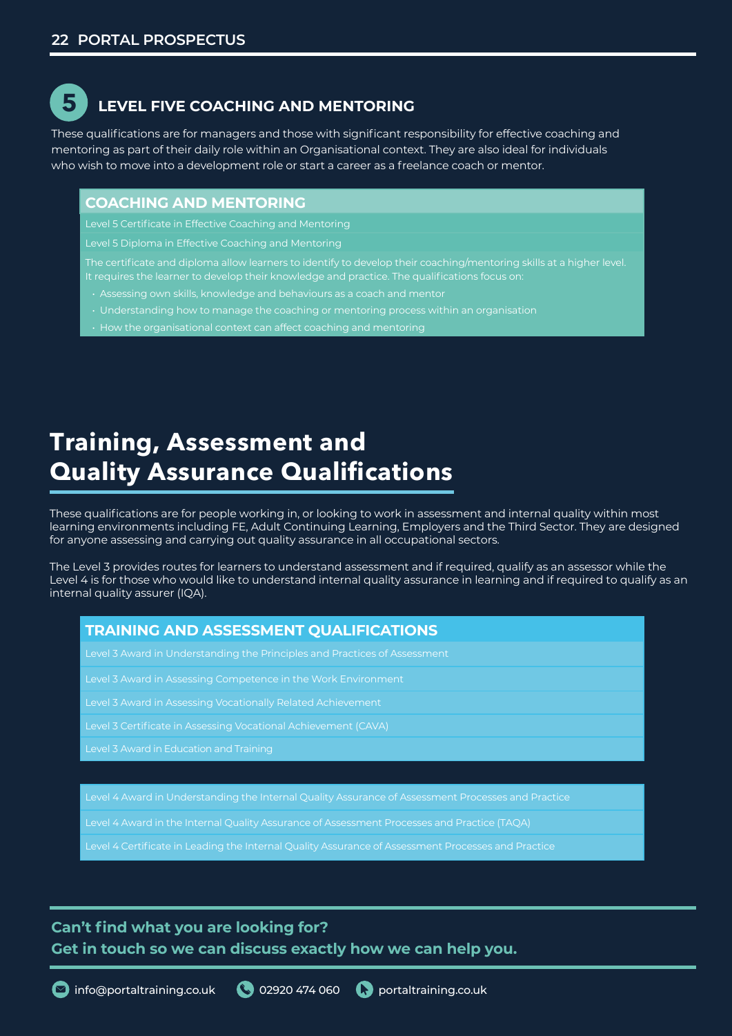## 5 LEVEL FIVE COACHING AND MENTORING

These qualifications are for managers and those with significant responsibility for effective coaching and mentoring as part of their daily role within an Organisational context. They are also ideal for individuals who wish to move into a development role or start a career as a freelance coach or mentor.

### COACHING AND MENTORING

Level 5 Certificate in Effective Coaching and Mentoring

Level 5 Diploma in Effective Coaching and Mentoring

The certificate and diploma allow learners to identify to develop their coaching/mentoring skills at a higher level. It requires the learner to develop their knowledge and practice. The qualifications focus on:

- Assessing own skills, knowledge and behaviours as a coach and mentor
- Understanding how to manage the coaching or mentoring process within an organisation
- How the organisational context can affect coaching and mentoring

# Training, Assessment and Quality Assurance Qualifications

These qualifications are for people working in, or looking to work in assessment and internal quality within most learning environments including FE, Adult Continuing Learning, Employers and the Third Sector. They are designed for anyone assessing and carrying out quality assurance in all occupational sectors.

The Level 3 provides routes for learners to understand assessment and if required, qualify as an assessor while the Level 4 is for those who would like to understand internal quality assurance in learning and if required to qualify as an internal quality assurer (IQA).

### TRAINING AND ASSESSMENT QUALIFICATIONS

Level 3 Award in Understanding the Principles and Practices of Assessment

Level 3 Award in Assessing Competence in the Work Environment

Level 3 Award in Assessing Vocationally Related Achievement

Level 3 Certificate in Assessing Vocational Achievement (CAVA)

Level 3 Award in Education and Training

Level 4 Award in Understanding the Internal Quality Assurance of Assessment Processes and Practice

Level 4 Award in the Internal Quality Assurance of Assessment Processes and Practice (TAQA)

Level 4 Certificate in Leading the Internal Quality Assurance of Assessment Processes and Practice

**Can't find what you are looking for?**
**Get in touch so we can discuss exactly how we can help you.**

info@portaltraining.co.uk   02920 474 060   portaltraining.co.uk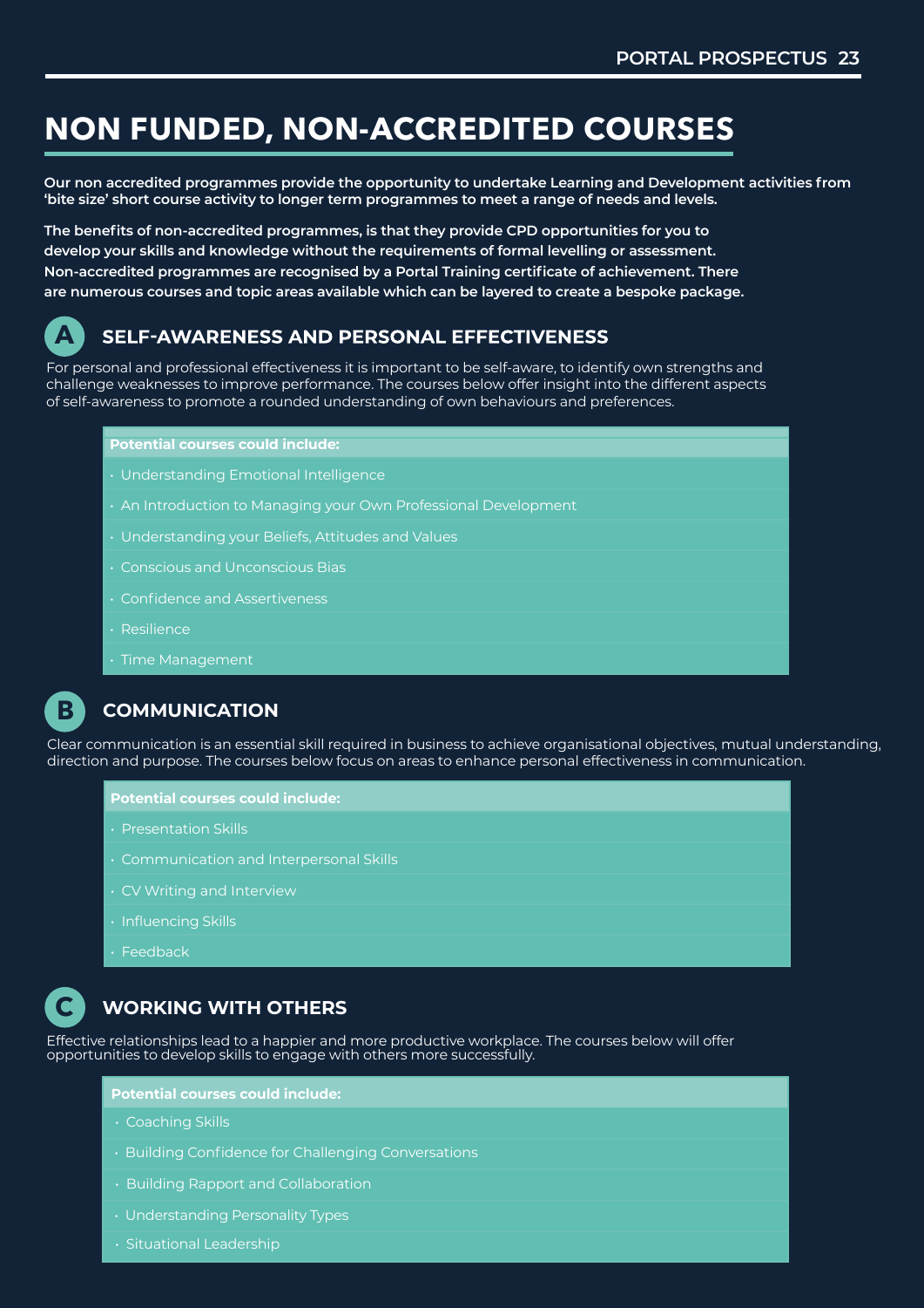# NON FUNDED, NON-ACCREDITED COURSES

**Our non accredited programmes provide the opportunity to undertake Learning and Development activities from 'bite size' short course activity to longer term programmes to meet a range of needs and levels.**

**The benefits of non-accredited programmes, is that they provide CPD opportunities for you to develop your skills and knowledge without the requirements of formal levelling or assessment. Non-accredited programmes are recognised by a Portal Training certificate of achievement. There are numerous courses and topic areas available which can be layered to create a bespoke package.**

## A SELF-AWARENESS AND PERSONAL EFFECTIVENESS

For personal and professional effectiveness it is important to be self-aware, to identify own strengths and challenge weaknesses to improve performance. The courses below offer insight into the different aspects of self-awareness to promote a rounded understanding of own behaviours and preferences.

**Potential courses could include:**

- Understanding Emotional Intelligence
- An Introduction to Managing your Own Professional Development
- Understanding your Beliefs, Attitudes and Values
- Conscious and Unconscious Bias
- Confidence and Assertiveness
- Resilience
- Time Management

## B COMMUNICATION

Clear communication is an essential skill required in business to achieve organisational objectives, mutual understanding, direction and purpose. The courses below focus on areas to enhance personal effectiveness in communication.

**Potential courses could include:**

- Presentation Skills
- Communication and Interpersonal Skills
- CV Writing and Interview
- Influencing Skills
- Feedback

## C WORKING WITH OTHERS

Effective relationships lead to a happier and more productive workplace. The courses below will offer opportunities to develop skills to engage with others more successfully.

**Potential courses could include:**

- Coaching Skills
- Building Confidence for Challenging Conversations
- Building Rapport and Collaboration
- Understanding Personality Types
- Situational Leadership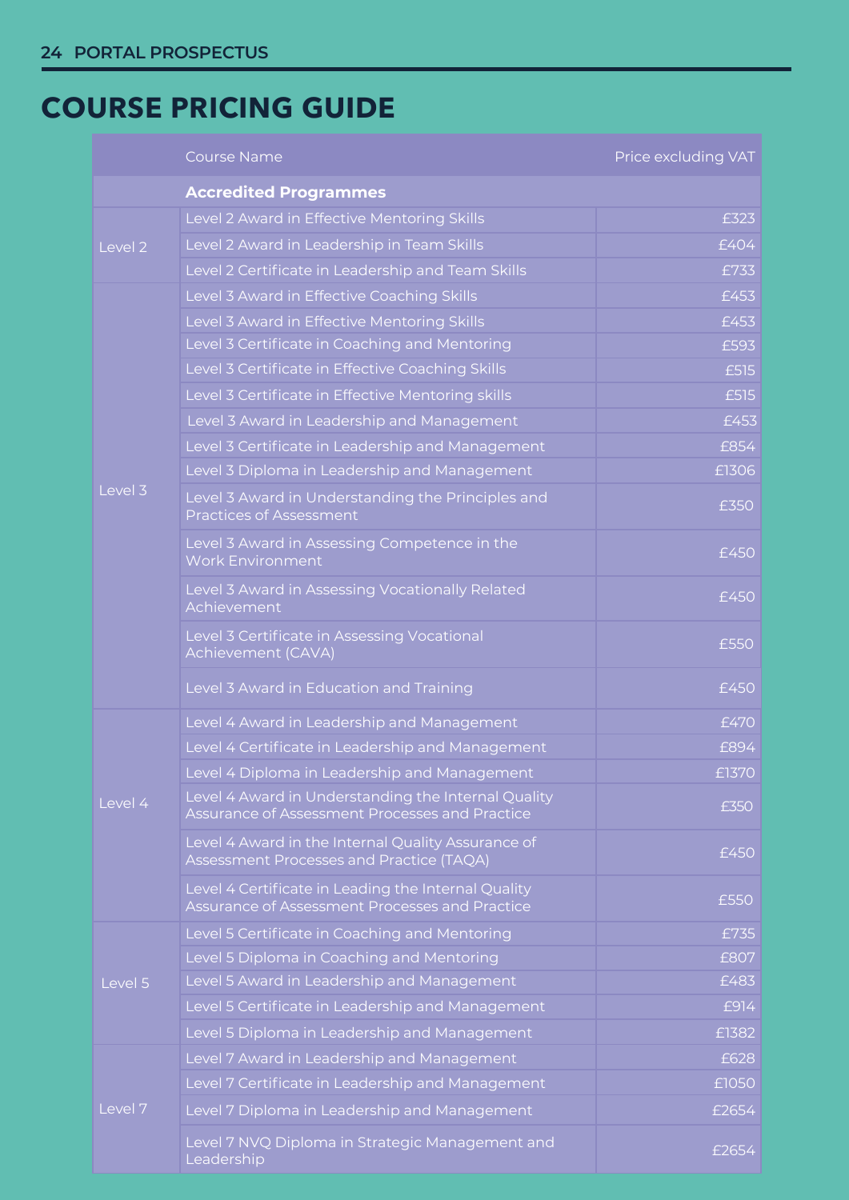# COURSE PRICING GUIDE

| | Course Name | Price excluding VAT |
|---|---|---|
| | **Accredited Programmes** | |
| Level 2 | Level 2 Award in Effective Mentoring Skills | £323 |
| | Level 2 Award in Leadership in Team Skills | £404 |
| | Level 2 Certificate in Leadership and Team Skills | £733 |
| Level 3 | Level 3 Award in Effective Coaching Skills | £453 |
| | Level 3 Award in Effective Mentoring Skills | £453 |
| | Level 3 Certificate in Coaching and Mentoring | £593 |
| | Level 3 Certificate in Effective Coaching Skills | £515 |
| | Level 3 Certificate in Effective Mentoring skills | £515 |
| | Level 3 Award in Leadership and Management | £453 |
| | Level 3 Certificate in Leadership and Management | £854 |
| | Level 3 Diploma in Leadership and Management | £1306 |
| | Level 3 Award in Understanding the Principles and Practices of Assessment | £350 |
| | Level 3 Award in Assessing Competence in the Work Environment | £450 |
| | Level 3 Award in Assessing Vocationally Related Achievement | £450 |
| | Level 3 Certificate in Assessing Vocational Achievement (CAVA) | £550 |
| | Level 3 Award in Education and Training | £450 |
| Level 4 | Level 4 Award in Leadership and Management | £470 |
| | Level 4 Certificate in Leadership and Management | £894 |
| | Level 4 Diploma in Leadership and Management | £1370 |
| | Level 4 Award in Understanding the Internal Quality Assurance of Assessment Processes and Practice | £350 |
| | Level 4 Award in the Internal Quality Assurance of Assessment Processes and Practice (TAQA) | £450 |
| | Level 4 Certificate in Leading the Internal Quality Assurance of Assessment Processes and Practice | £550 |
| Level 5 | Level 5 Certificate in Coaching and Mentoring | £735 |
| | Level 5 Diploma in Coaching and Mentoring | £807 |
| | Level 5 Award in Leadership and Management | £483 |
| | Level 5 Certificate in Leadership and Management | £914 |
| | Level 5 Diploma in Leadership and Management | £1382 |
| Level 7 | Level 7 Award in Leadership and Management | £628 |
| | Level 7 Certificate in Leadership and Management | £1050 |
| | Level 7 Diploma in Leadership and Management | £2654 |
| | Level 7 NVQ Diploma in Strategic Management and Leadership | £2654 |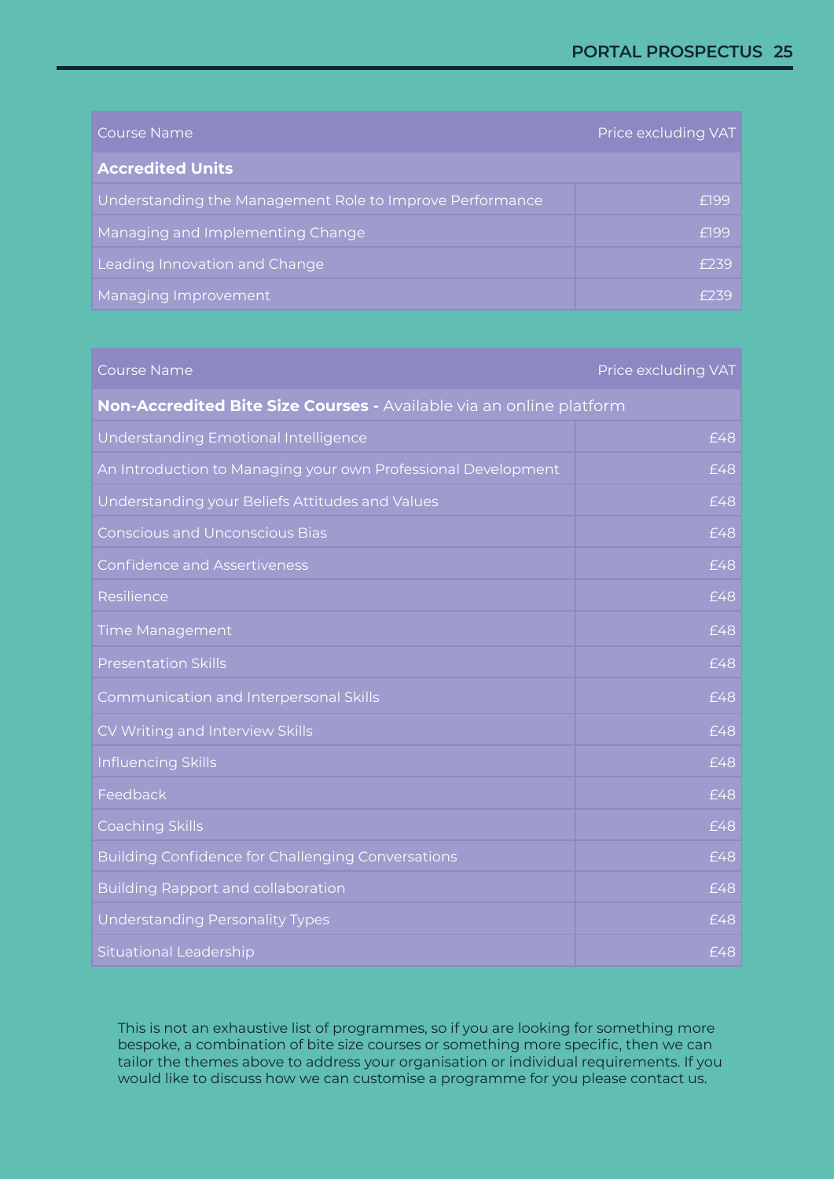| Course Name | Price excluding VAT |
|---|---|
| **Accredited Units** | |
| Understanding the Management Role to Improve Performance | £199 |
| Managing and Implementing Change | £199 |
| Leading Innovation and Change | £239 |
| Managing Improvement | £239 |

| Course Name | Price excluding VAT |
|---|---|
| **Non-Accredited Bite Size Courses -** Available via an online platform | |
| Understanding Emotional Intelligence | £48 |
| An Introduction to Managing your own Professional Development | £48 |
| Understanding your Beliefs Attitudes and Values | £48 |
| Conscious and Unconscious Bias | £48 |
| Confidence and Assertiveness | £48 |
| Resilience | £48 |
| Time Management | £48 |
| Presentation Skills | £48 |
| Communication and Interpersonal Skills | £48 |
| CV Writing and Interview Skills | £48 |
| Influencing Skills | £48 |
| Feedback | £48 |
| Coaching Skills | £48 |
| Building Confidence for Challenging Conversations | £48 |
| Building Rapport and collaboration | £48 |
| Understanding Personality Types | £48 |
| Situational Leadership | £48 |

This is not an exhaustive list of programmes, so if you are looking for something more bespoke, a combination of bite size courses or something more specific, then we can tailor the themes above to address your organisation or individual requirements. If you would like to discuss how we can customise a programme for you please contact us.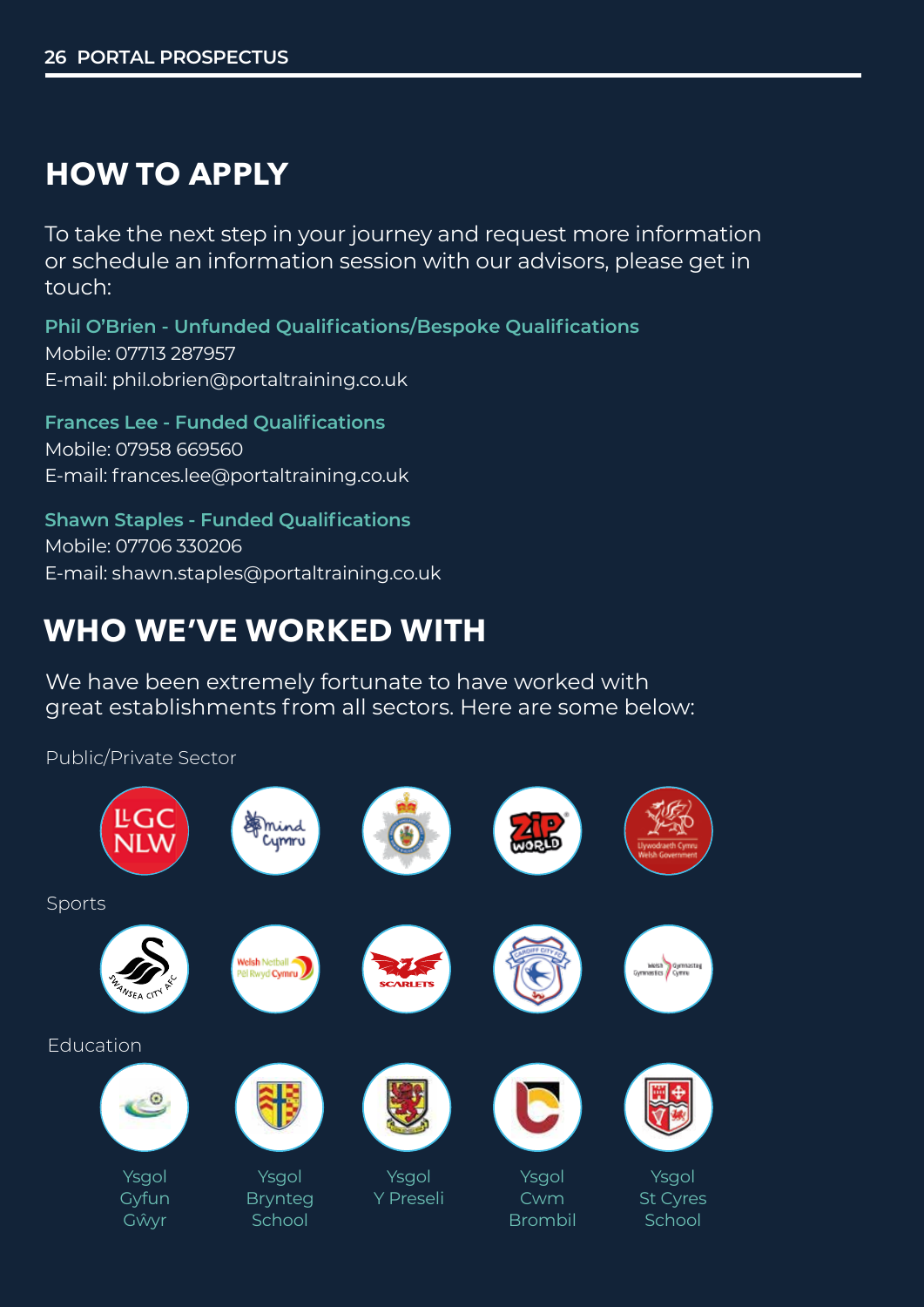## HOW TO APPLY

To take the next step in your journey and request more information or schedule an information session with our advisors, please get in touch:

**Phil O'Brien - Unfunded Qualifications/Bespoke Qualifications**
Mobile: 07713 287957
E-mail: phil.obrien@portaltraining.co.uk

**Frances Lee - Funded Qualifications**
Mobile: 07958 669560
E-mail: frances.lee@portaltraining.co.uk

**Shawn Staples - Funded Qualifications**
Mobile: 07706 330206
E-mail: shawn.staples@portaltraining.co.uk

## WHO WE'VE WORKED WITH

We have been extremely fortunate to have worked with great establishments from all sectors. Here are some below:

Public/Private Sector

Sports

Education

Ysgol Gyfun Gŵyr

Ysgol Brynteg School

Ysgol Y Preseli

Ysgol Cwm Brombil

Ysgol St Cyres School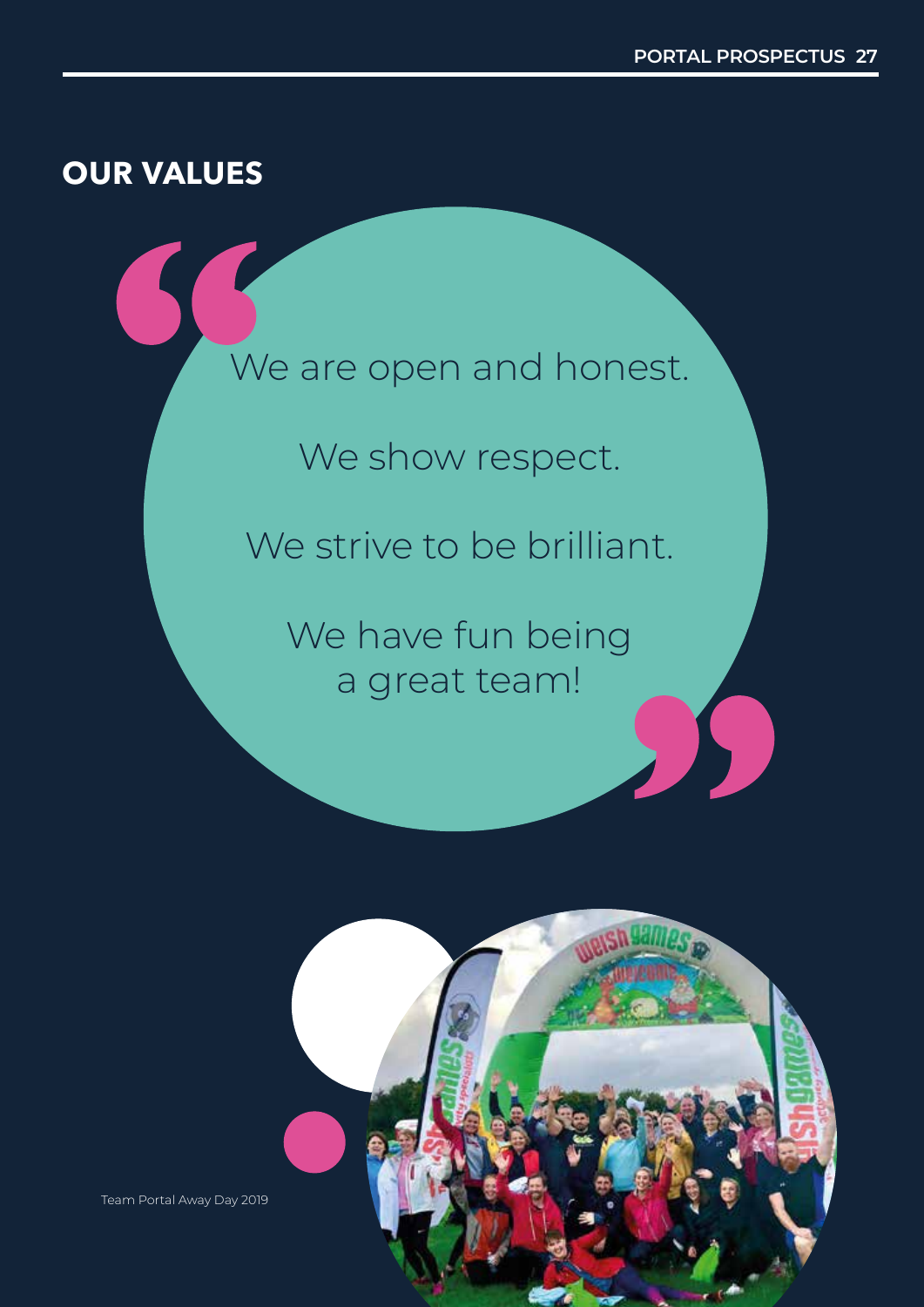## OUR VALUES

> We are open and honest.
>
> We show respect.
>
> We strive to be brilliant.
>
> We have fun being a great team!

Team Portal Away Day 2019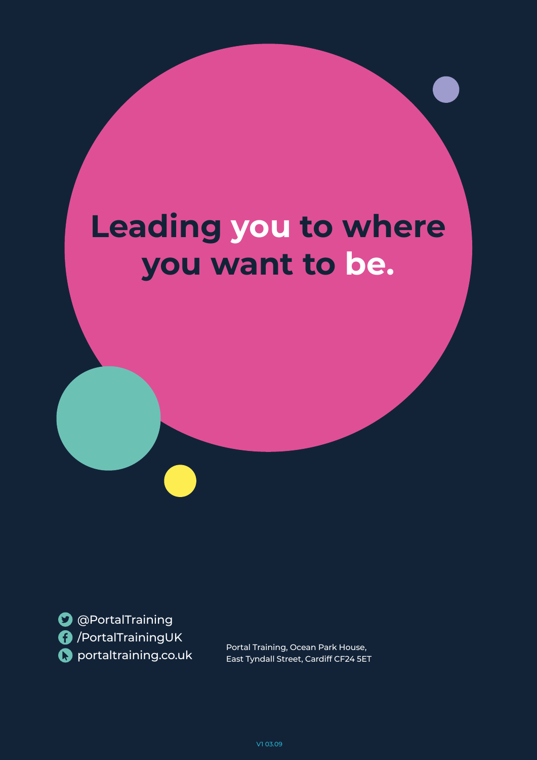# Leading **you** to where you want to **be.**

@PortalTraining
/PortalTrainingUK
portaltraining.co.uk

Portal Training, Ocean Park House,
East Tyndall Street, Cardiff CF24 5ET

V1 03.09